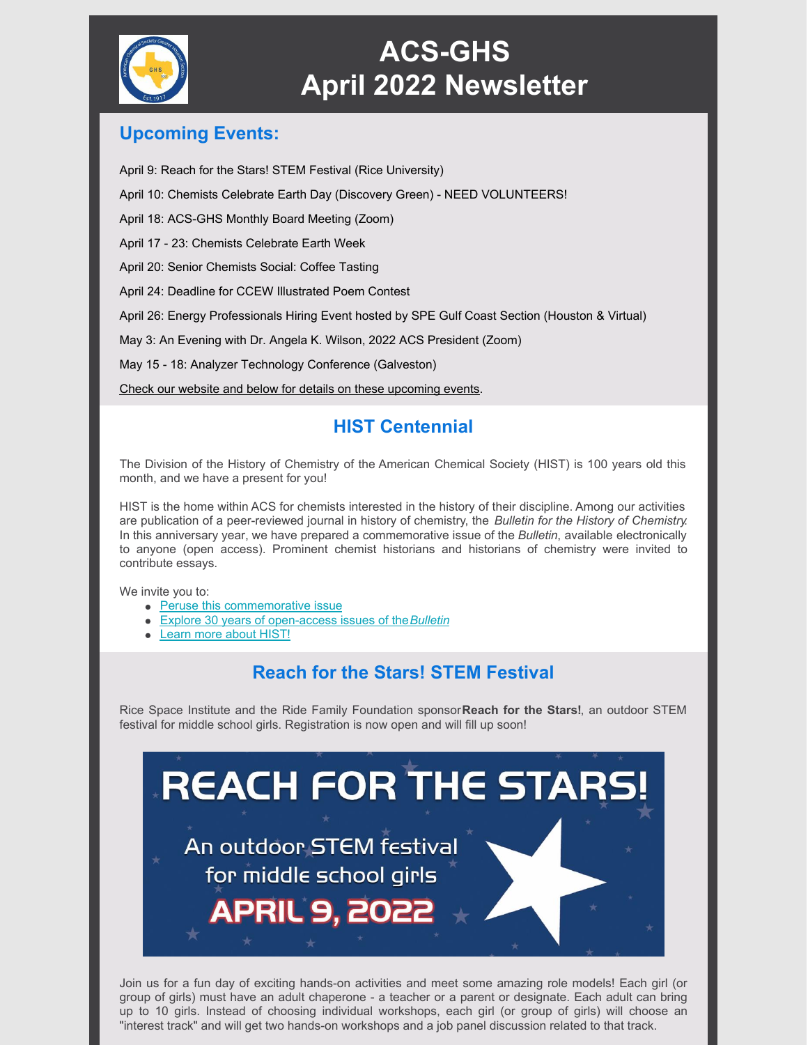# ACS-GHS April 2022 Newsletter

## Upcoming Events:

April 9: Reach for the Stars! STEM Festival (Rice University)

April 10: Chemists Celebrate Earth Day (Discovery Green) - NEED VOLUNTEERS!

April 18: ACS-GHS Monthly Board Meeting (Zoom)

April 17 - 23: Chemists Celebrate Earth Week

April 20: Senior Chemists Social: Coffee Tasting

April 24: Deadline for CCEW Illustrated Poem Contest

April 26: Energy Professionals Hiring Event hosted by SPE Gulf Coast Section (Houston & Virtual)

May 3: An Evening with Dr. Angela K. Wilson, 2022 ACS President (Zoom)

May 15 - 18: Analyzer Technology Conference (Galveston)

Check our website and below for details on these upcoming events.

## HIST Centennial

The Division of the History of Chemistry of the American Chemical Society (HIST) is 100 years old this month, and we have a present for you!

HIST is the home within ACS for chemists interested in the history of their discipline. Among our activities are publication of a peer-reviewed journal in history of chemistry, the *Bulletin for the History of Chemistry*. In this anniversary year, we have prepared a commemorative issue of the *Bulletin*, available electronically to anyone (open access). Prominent chemist historians and historians of chemistry were invited to contribute essays.

We invite you to:

- Peruse this commemorative issue
- Explore 30 years of open-access issues of the *Bulletin*
- Learn more about HIST!

## Reach for the Stars! STEM Festival

Rice Space Institute and the Ride Family Foundation sponsor **Reach for the Stars!**, an outdoor STEM festival for middle school girls. Registration is now open and will fill up soon!

REACH FOR THE STARS! An outdoor STEM festival for middle school girls APRIL 9, 2022

Join us for a fun day of exciting hands-on activities and meet some amazing role models! Each girl (or group of girls) must have an adult chaperone - a teacher or a parent or designate. Each adult can bring up to 10 girls. Instead of choosing individual workshops, each girl (or group of girls) will choose an "interest track" and will get two hands-on workshops and a job panel discussion related to that track.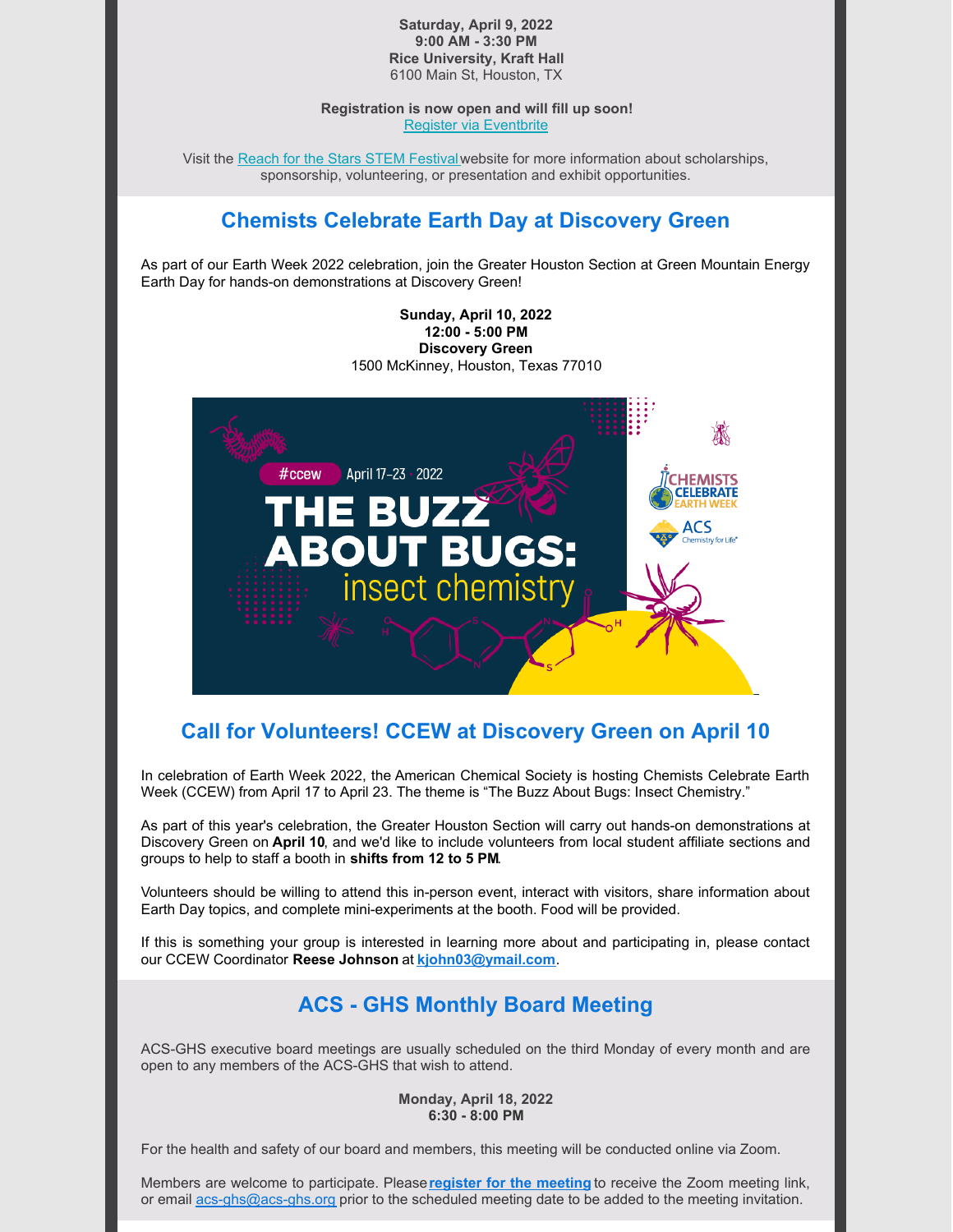**Saturday, April 9, 2022**
**9:00 AM - 3:30 PM**
**Rice University, Kraft Hall**
6100 Main St, Houston, TX

**Registration is now open and will fill up soon!**
[Register via Eventbrite]

Visit the [Reach for the Stars STEM Festival] website for more information about scholarships, sponsorship, volunteering, or presentation and exhibit opportunities.

## Chemists Celebrate Earth Day at Discovery Green

As part of our Earth Week 2022 celebration, join the Greater Houston Section at Green Mountain Energy Earth Day for hands-on demonstrations at Discovery Green!

**Sunday, April 10, 2022**
**12:00 - 5:00 PM**
**Discovery Green**
1500 McKinney, Houston, Texas 77010

#ccew April 17–23 · 2022

THE BUZZ ABOUT BUGS: insect chemistry

CHEMISTS CELEBRATE EARTH WEEK

ACS Chemistry for Life

## Call for Volunteers! CCEW at Discovery Green on April 10

In celebration of Earth Week 2022, the American Chemical Society is hosting Chemists Celebrate Earth Week (CCEW) from April 17 to April 23. The theme is "The Buzz About Bugs: Insect Chemistry."

As part of this year's celebration, the Greater Houston Section will carry out hands-on demonstrations at Discovery Green on **April 10**, and we'd like to include volunteers from local student affiliate sections and groups to help to staff a booth in **shifts from 12 to 5 PM**.

Volunteers should be willing to attend this in-person event, interact with visitors, share information about Earth Day topics, and complete mini-experiments at the booth. Food will be provided.

If this is something your group is interested in learning more about and participating in, please contact our CCEW Coordinator **Reese Johnson** at **kjohn03@ymail.com**.

## ACS - GHS Monthly Board Meeting

ACS-GHS executive board meetings are usually scheduled on the third Monday of every month and are open to any members of the ACS-GHS that wish to attend.

**Monday, April 18, 2022**
**6:30 - 8:00 PM**

For the health and safety of our board and members, this meeting will be conducted online via Zoom.

Members are welcome to participate. Please **register for the meeting** to receive the Zoom meeting link, or email acs-ghs@acs-ghs.org prior to the scheduled meeting date to be added to the meeting invitation.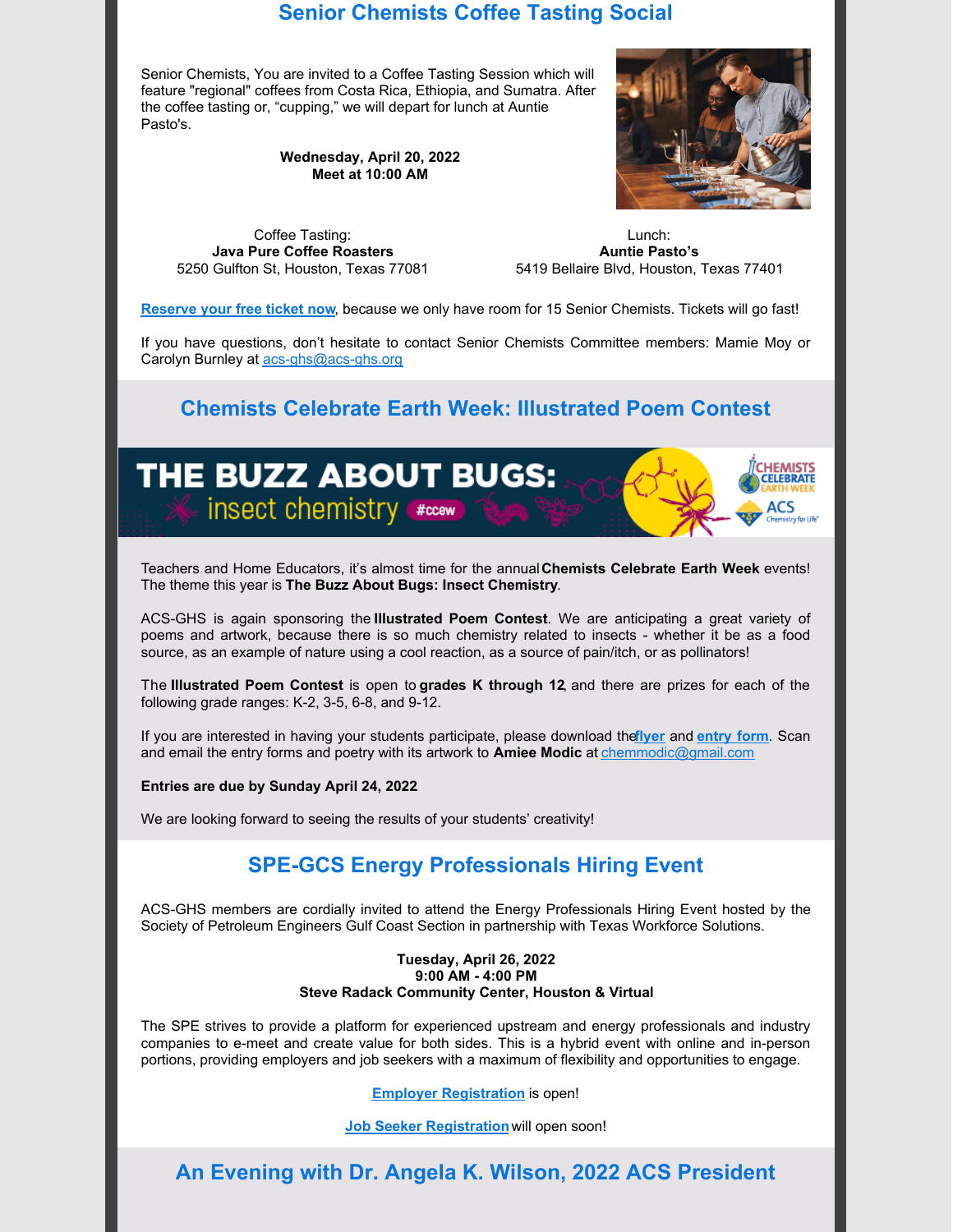## Senior Chemists Coffee Tasting Social

Senior Chemists, You are invited to a Coffee Tasting Session which will feature "regional" coffees from Costa Rica, Ethiopia, and Sumatra. After the coffee tasting or, "cupping," we will depart for lunch at Auntie Pasto's.

**Wednesday, April 20, 2022**
**Meet at 10:00 AM**

Coffee Tasting:
**Java Pure Coffee Roasters**
5250 Gulfton St, Houston, Texas 77081

Lunch:
**Auntie Pasto's**
5419 Bellaire Blvd, Houston, Texas 77401

**Reserve your free ticket now**, because we only have room for 15 Senior Chemists. Tickets will go fast!

If you have questions, don't hesitate to contact Senior Chemists Committee members: Mamie Moy or Carolyn Burnley at acs-ghs@acs-ghs.org

## Chemists Celebrate Earth Week: Illustrated Poem Contest

Teachers and Home Educators, it's almost time for the annual **Chemists Celebrate Earth Week** events! The theme this year is **The Buzz About Bugs: Insect Chemistry**.

ACS-GHS is again sponsoring the **Illustrated Poem Contest**. We are anticipating a great variety of poems and artwork, because there is so much chemistry related to insects - whether it be as a food source, as an example of nature using a cool reaction, as a source of pain/itch, or as pollinators!

The **Illustrated Poem Contest** is open to **grades K through 12**, and there are prizes for each of the following grade ranges: K-2, 3-5, 6-8, and 9-12.

If you are interested in having your students participate, please download the **flyer** and **entry form**. Scan and email the entry forms and poetry with its artwork to **Amiee Modic** at chemmodic@gmail.com

**Entries are due by Sunday April 24, 2022**

We are looking forward to seeing the results of your students' creativity!

## SPE-GCS Energy Professionals Hiring Event

ACS-GHS members are cordially invited to attend the Energy Professionals Hiring Event hosted by the Society of Petroleum Engineers Gulf Coast Section in partnership with Texas Workforce Solutions.

**Tuesday, April 26, 2022**
**9:00 AM - 4:00 PM**
**Steve Radack Community Center, Houston & Virtual**

The SPE strives to provide a platform for experienced upstream and energy professionals and industry companies to e-meet and create value for both sides. This is a hybrid event with online and in-person portions, providing employers and job seekers with a maximum of flexibility and opportunities to engage.

**Employer Registration** is open!

**Job Seeker Registration** will open soon!

## An Evening with Dr. Angela K. Wilson, 2022 ACS President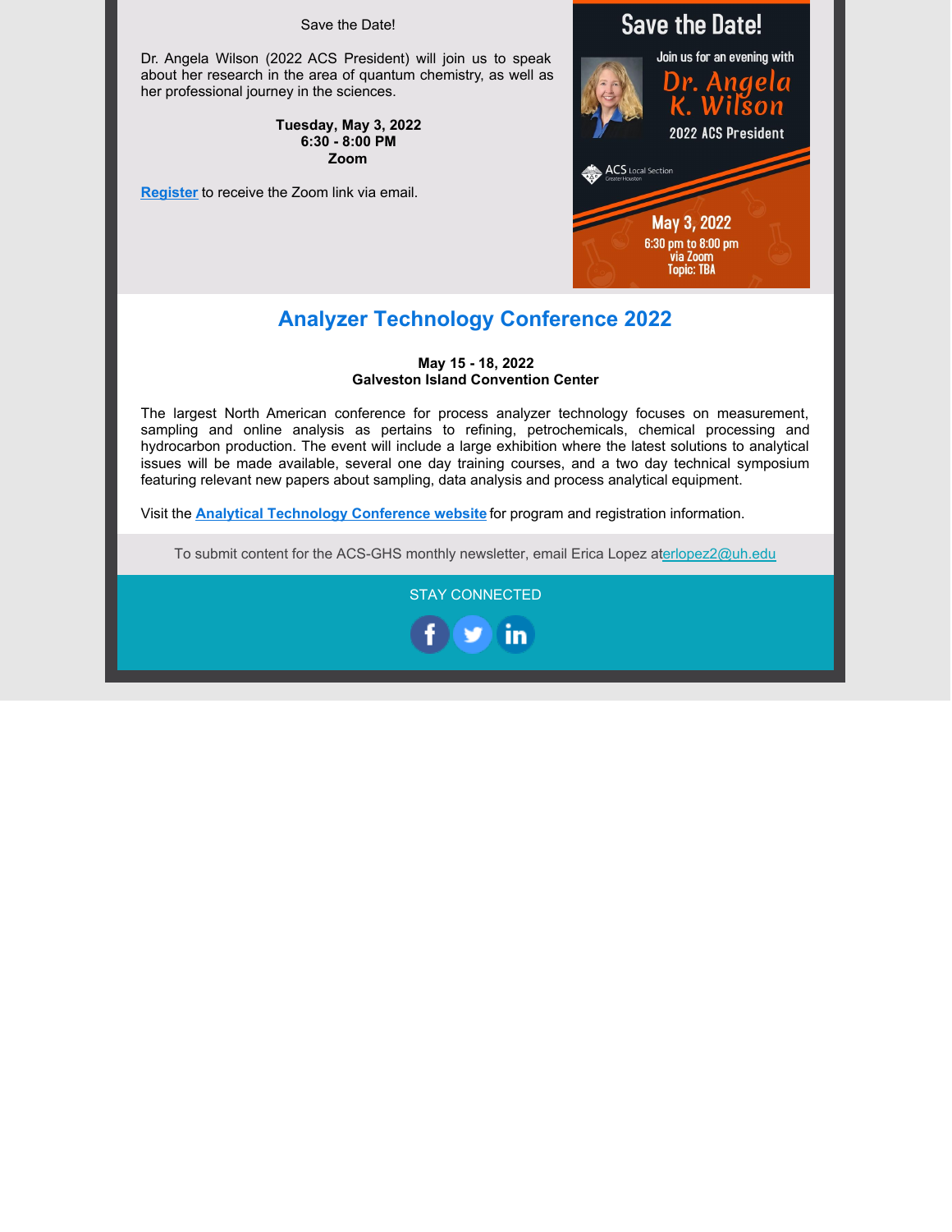Save the Date!

Dr. Angela Wilson (2022 ACS President) will join us to speak about her research in the area of quantum chemistry, as well as her professional journey in the sciences.

**Tuesday, May 3, 2022**
**6:30 - 8:00 PM**
**Zoom**

**Register** to receive the Zoom link via email.

Save the Date!

Join us for an evening with

Dr. Angela K. Wilson

2022 ACS President

ACS Local Section Greater Houston

May 3, 2022

6:30 pm to 8:00 pm via Zoom

Topic: TBA

## Analyzer Technology Conference 2022

**May 15 - 18, 2022**
**Galveston Island Convention Center**

The largest North American conference for process analyzer technology focuses on measurement, sampling and online analysis as pertains to refining, petrochemicals, chemical processing and hydrocarbon production. The event will include a large exhibition where the latest solutions to analytical issues will be made available, several one day training courses, and a two day technical symposium featuring relevant new papers about sampling, data analysis and process analytical equipment.

Visit the **Analytical Technology Conference website** for program and registration information.

To submit content for the ACS-GHS monthly newsletter, email Erica Lopez at erlopez2@uh.edu

STAY CONNECTED